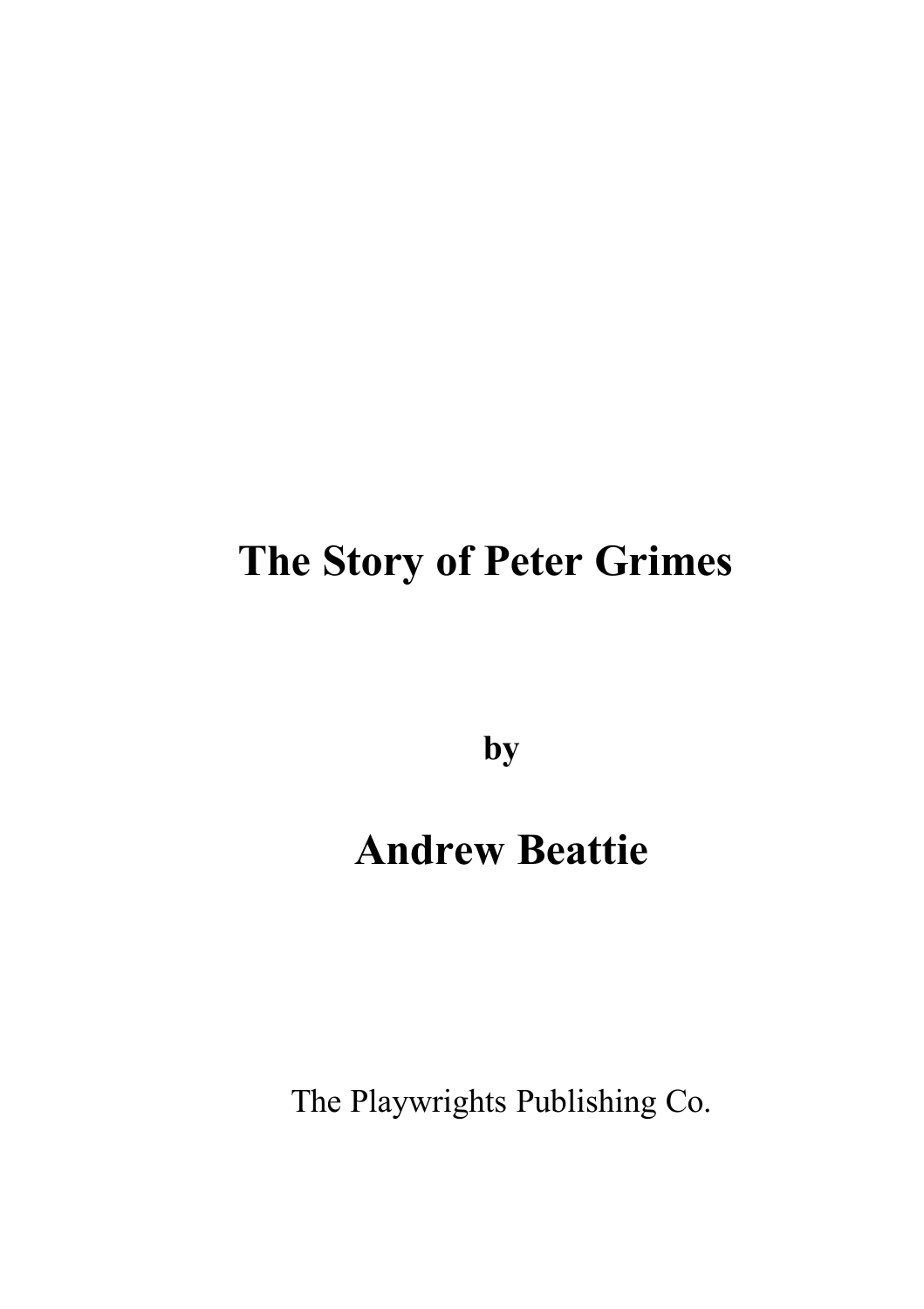# The Story of Peter Grimes

**by**

## Andrew Beattie

The Playwrights Publishing Co.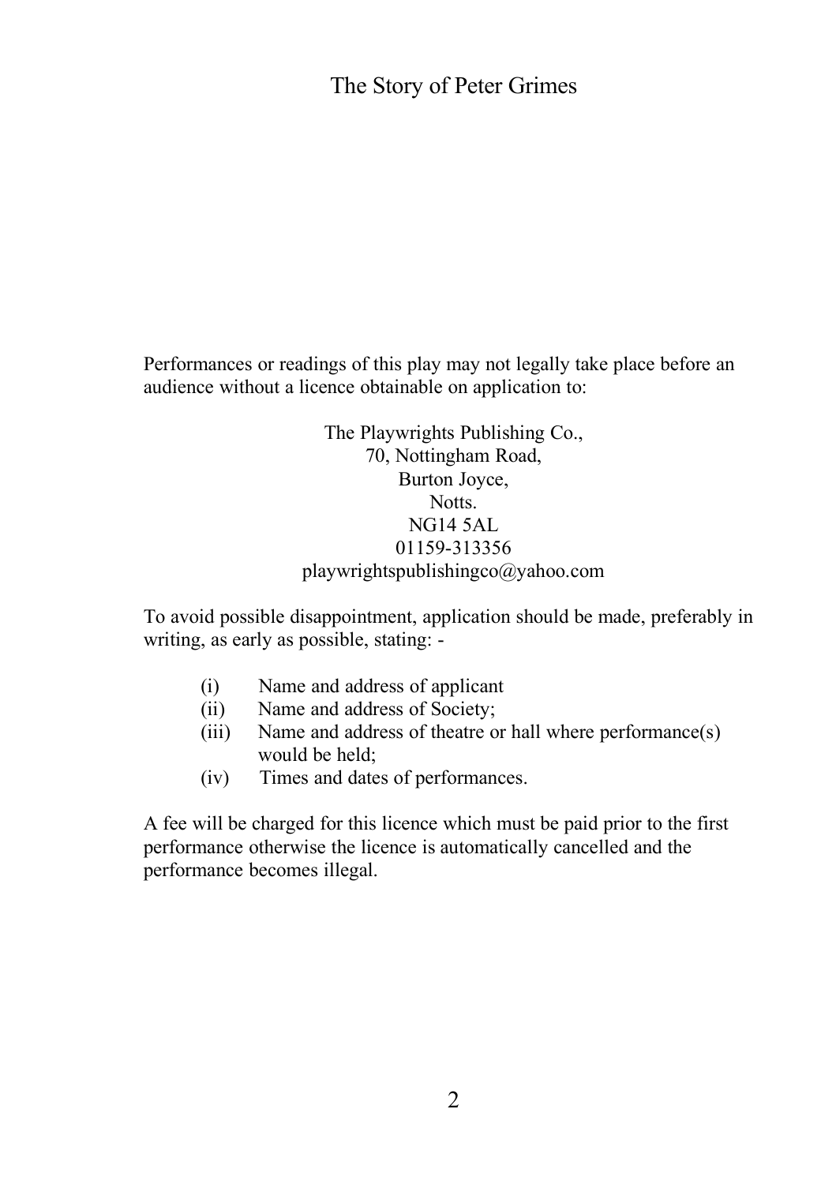Performances or readings of this play may not legally take place before an audience without a licence obtainable on application to:

The Playwrights Publishing Co.,
70, Nottingham Road,
Burton Joyce,
Notts.
NG14 5AL
01159-313356
playwrightspublishingco@yahoo.com

To avoid possible disappointment, application should be made, preferably in writing, as early as possible, stating: -

(i) Name and address of applicant
(ii) Name and address of Society;
(iii) Name and address of theatre or hall where performance(s) would be held;
(iv) Times and dates of performances.

A fee will be charged for this licence which must be paid prior to the first performance otherwise the licence is automatically cancelled and the performance becomes illegal.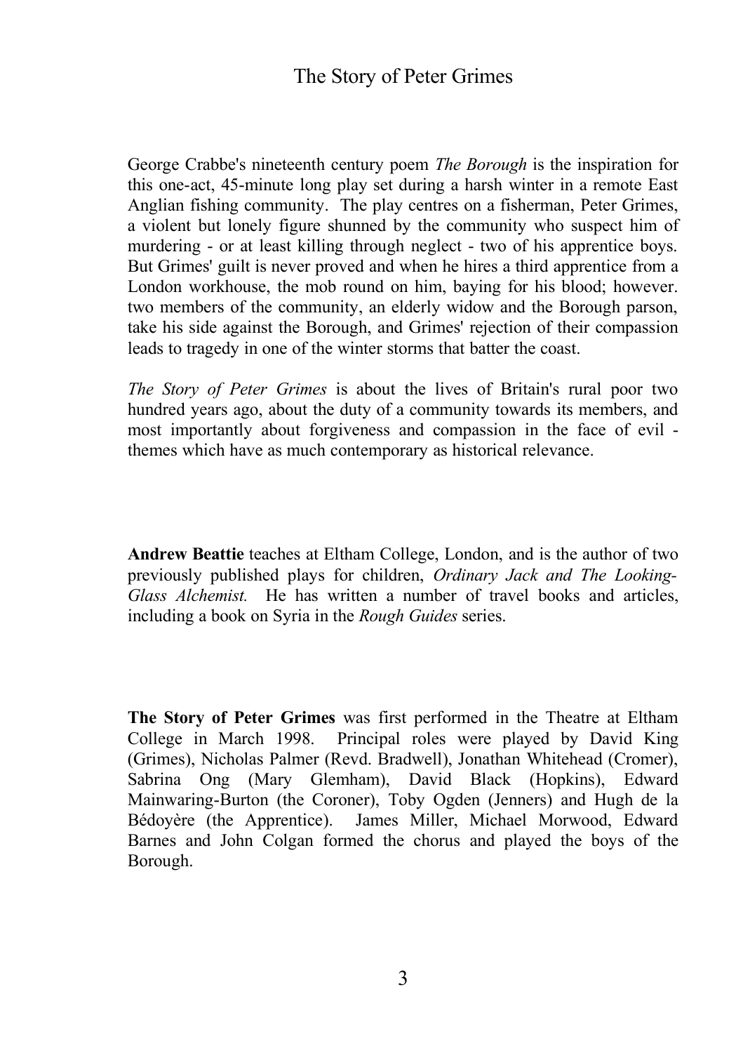# The Story of Peter Grimes

George Crabbe's nineteenth century poem *The Borough* is the inspiration for this one-act, 45-minute long play set during a harsh winter in a remote East Anglian fishing community. The play centres on a fisherman, Peter Grimes, a violent but lonely figure shunned by the community who suspect him of murdering - or at least killing through neglect - two of his apprentice boys. But Grimes' guilt is never proved and when he hires a third apprentice from a London workhouse, the mob round on him, baying for his blood; however. two members of the community, an elderly widow and the Borough parson, take his side against the Borough, and Grimes' rejection of their compassion leads to tragedy in one of the winter storms that batter the coast.

*The Story of Peter Grimes* is about the lives of Britain's rural poor two hundred years ago, about the duty of a community towards its members, and most importantly about forgiveness and compassion in the face of evil - themes which have as much contemporary as historical relevance.

**Andrew Beattie** teaches at Eltham College, London, and is the author of two previously published plays for children, *Ordinary Jack and The Looking-Glass Alchemist.* He has written a number of travel books and articles, including a book on Syria in the *Rough Guides* series.

**The Story of Peter Grimes** was first performed in the Theatre at Eltham College in March 1998. Principal roles were played by David King (Grimes), Nicholas Palmer (Revd. Bradwell), Jonathan Whitehead (Cromer), Sabrina Ong (Mary Glemham), David Black (Hopkins), Edward Mainwaring-Burton (the Coroner), Toby Ogden (Jenners) and Hugh de la Bédoyère (the Apprentice). James Miller, Michael Morwood, Edward Barnes and John Colgan formed the chorus and played the boys of the Borough.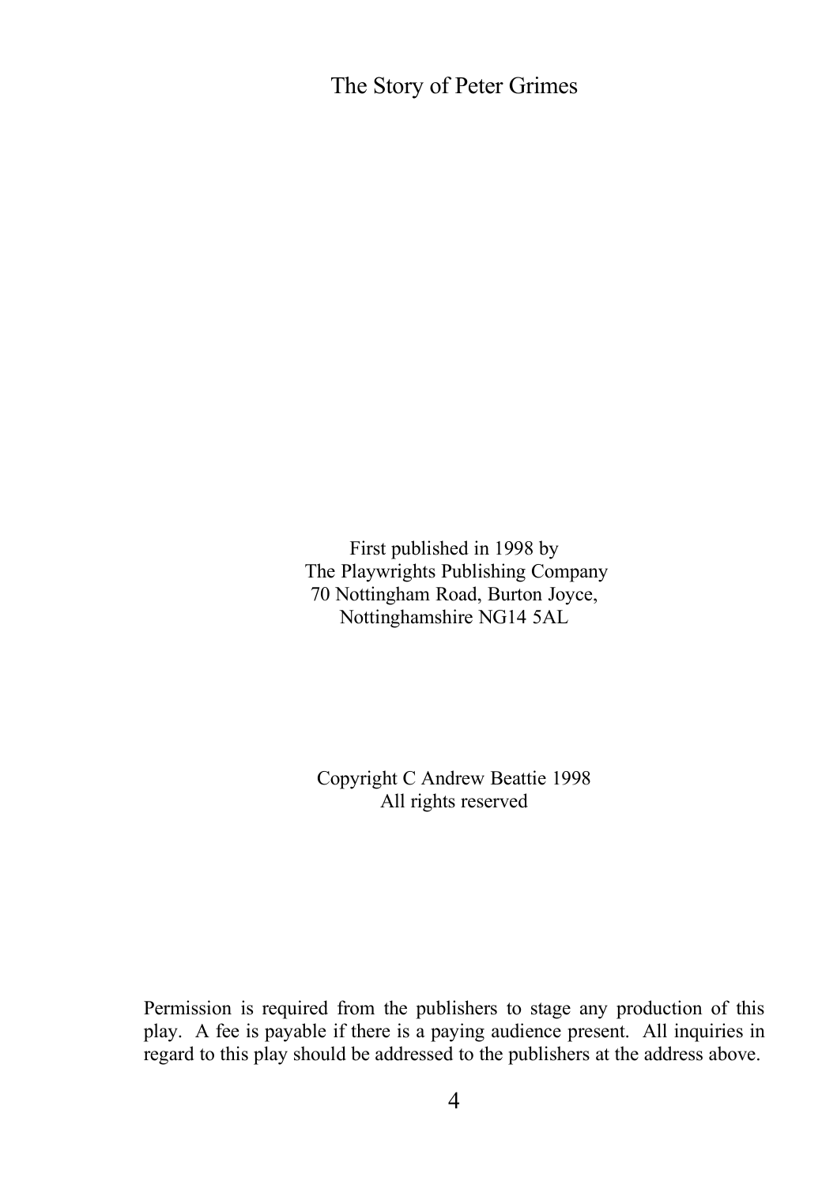The Story of Peter Grimes

First published in 1998 by
The Playwrights Publishing Company
70 Nottingham Road, Burton Joyce,
Nottinghamshire NG14 5AL

Copyright C Andrew Beattie 1998
All rights reserved

Permission is required from the publishers to stage any production of this play. A fee is payable if there is a paying audience present. All inquiries in regard to this play should be addressed to the publishers at the address above.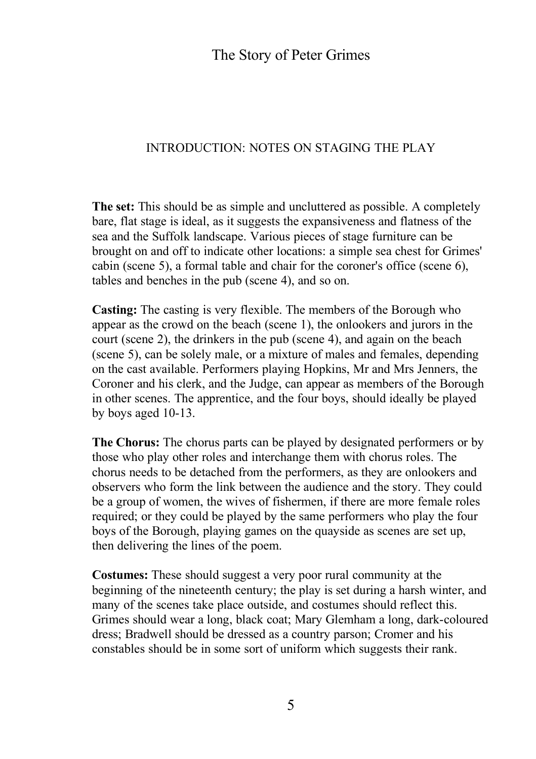INTRODUCTION: NOTES ON STAGING THE PLAY

**The set:** This should be as simple and uncluttered as possible. A completely bare, flat stage is ideal, as it suggests the expansiveness and flatness of the sea and the Suffolk landscape. Various pieces of stage furniture can be brought on and off to indicate other locations: a simple sea chest for Grimes' cabin (scene 5), a formal table and chair for the coroner's office (scene 6), tables and benches in the pub (scene 4), and so on.

**Casting:** The casting is very flexible. The members of the Borough who appear as the crowd on the beach (scene 1), the onlookers and jurors in the court (scene 2), the drinkers in the pub (scene 4), and again on the beach (scene 5), can be solely male, or a mixture of males and females, depending on the cast available. Performers playing Hopkins, Mr and Mrs Jenners, the Coroner and his clerk, and the Judge, can appear as members of the Borough in other scenes. The apprentice, and the four boys, should ideally be played by boys aged 10-13.

**The Chorus:** The chorus parts can be played by designated performers or by those who play other roles and interchange them with chorus roles. The chorus needs to be detached from the performers, as they are onlookers and observers who form the link between the audience and the story. They could be a group of women, the wives of fishermen, if there are more female roles required; or they could be played by the same performers who play the four boys of the Borough, playing games on the quayside as scenes are set up, then delivering the lines of the poem.

**Costumes:** These should suggest a very poor rural community at the beginning of the nineteenth century; the play is set during a harsh winter, and many of the scenes take place outside, and costumes should reflect this. Grimes should wear a long, black coat; Mary Glemham a long, dark-coloured dress; Bradwell should be dressed as a country parson; Cromer and his constables should be in some sort of uniform which suggests their rank.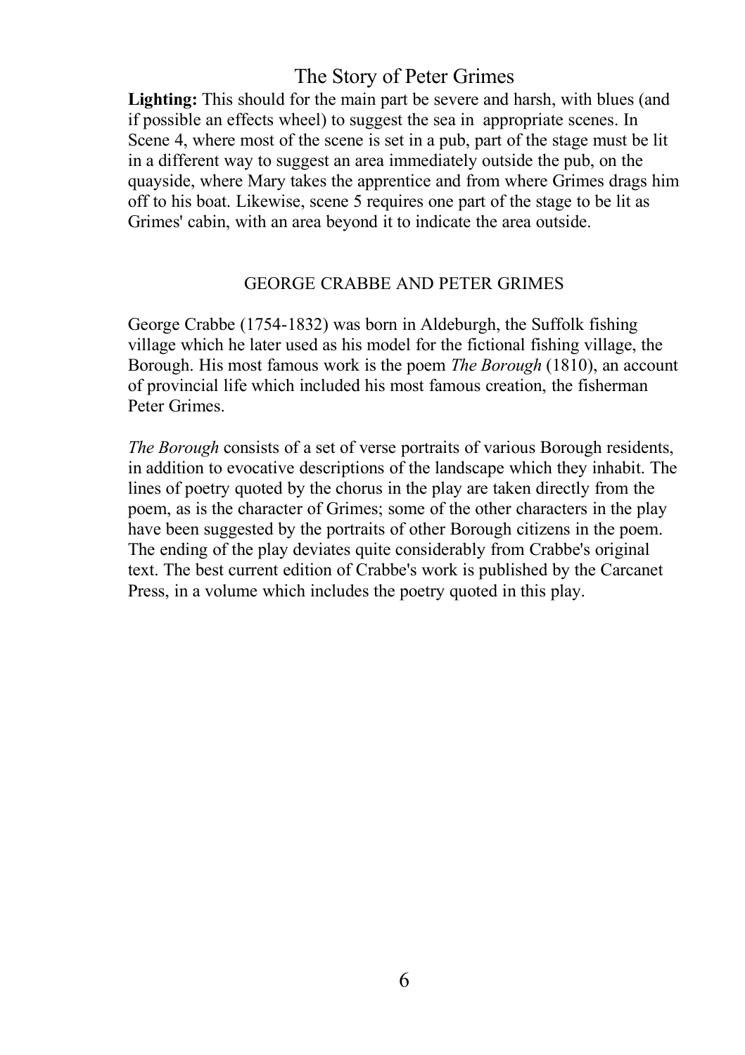**Lighting:** This should for the main part be severe and harsh, with blues (and if possible an effects wheel) to suggest the sea in appropriate scenes. In Scene 4, where most of the scene is set in a pub, part of the stage must be lit in a different way to suggest an area immediately outside the pub, on the quayside, where Mary takes the apprentice and from where Grimes drags him off to his boat. Likewise, scene 5 requires one part of the stage to be lit as Grimes' cabin, with an area beyond it to indicate the area outside.

## GEORGE CRABBE AND PETER GRIMES

George Crabbe (1754-1832) was born in Aldeburgh, the Suffolk fishing village which he later used as his model for the fictional fishing village, the Borough. His most famous work is the poem *The Borough* (1810), an account of provincial life which included his most famous creation, the fisherman Peter Grimes.

*The Borough* consists of a set of verse portraits of various Borough residents, in addition to evocative descriptions of the landscape which they inhabit. The lines of poetry quoted by the chorus in the play are taken directly from the poem, as is the character of Grimes; some of the other characters in the play have been suggested by the portraits of other Borough citizens in the poem. The ending of the play deviates quite considerably from Crabbe's original text. The best current edition of Crabbe's work is published by the Carcanet Press, in a volume which includes the poetry quoted in this play.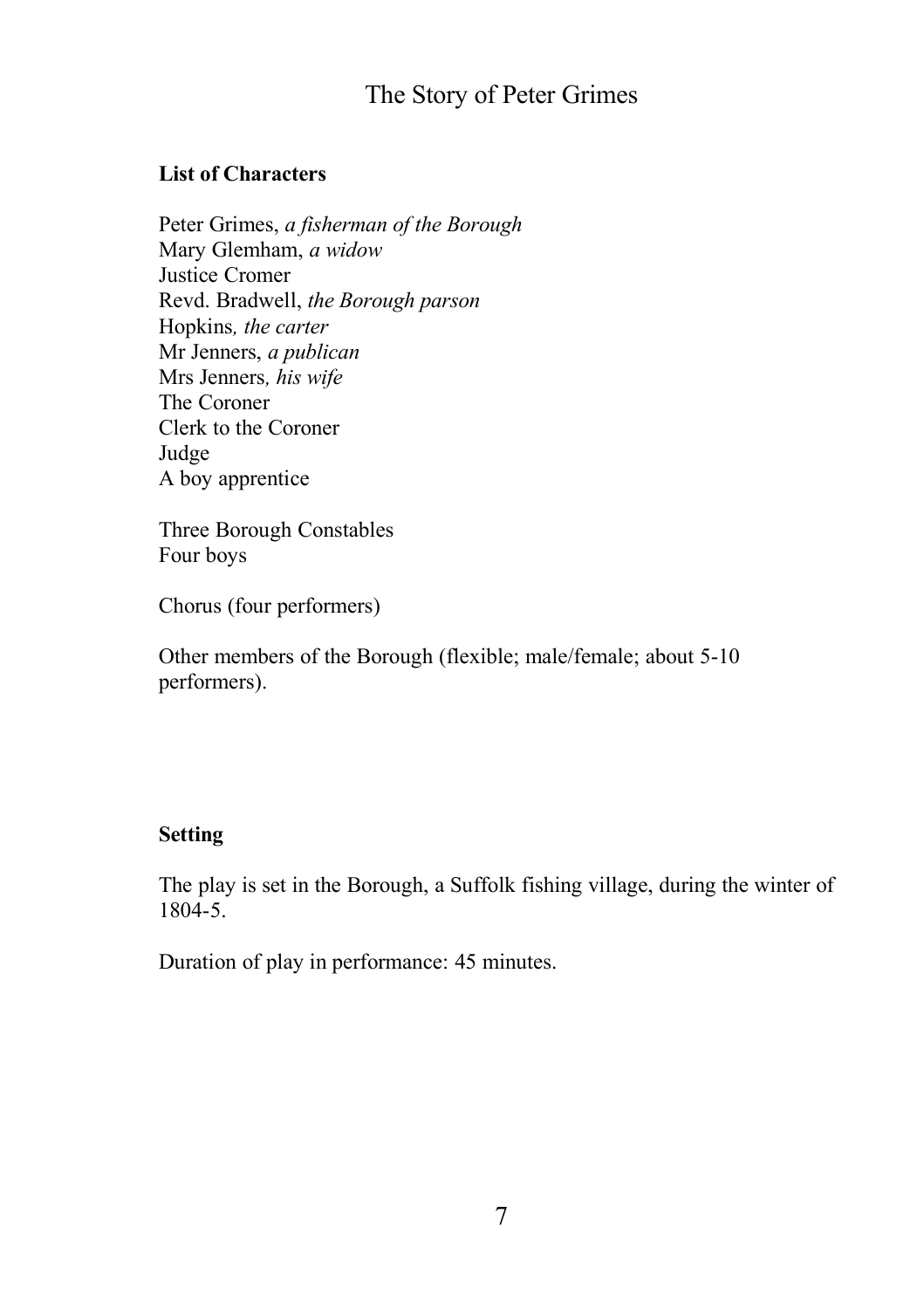# The Story of Peter Grimes

**List of Characters**

Peter Grimes, *a fisherman of the Borough*
Mary Glemham, *a widow*
Justice Cromer
Revd. Bradwell, *the Borough parson*
Hopkins*, the carter*
Mr Jenners, *a publican*
Mrs Jenners*, his wife*
The Coroner
Clerk to the Coroner
Judge
A boy apprentice

Three Borough Constables
Four boys

Chorus (four performers)

Other members of the Borough (flexible; male/female; about 5-10 performers).

**Setting**

The play is set in the Borough, a Suffolk fishing village, during the winter of 1804-5.

Duration of play in performance: 45 minutes.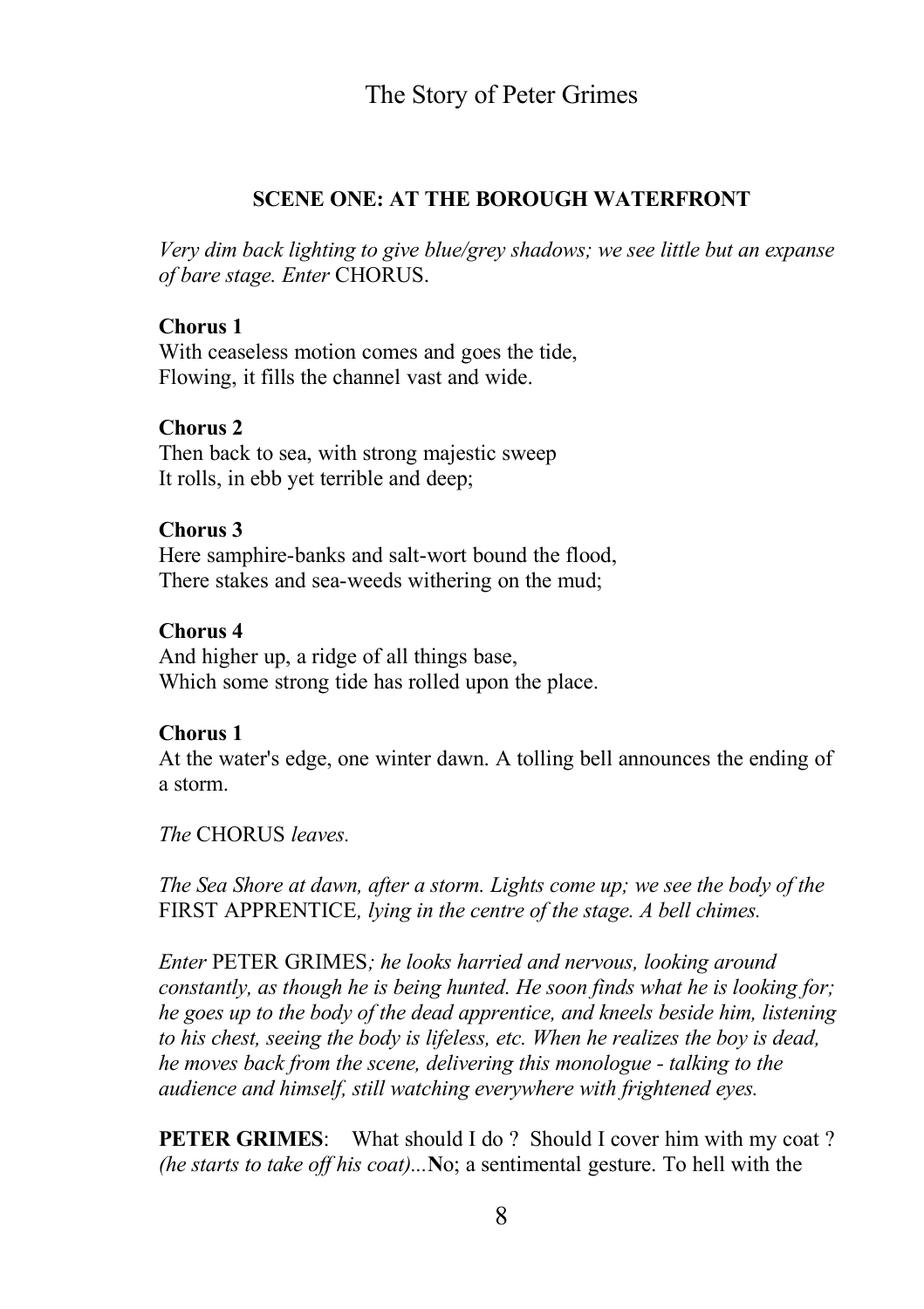## SCENE ONE: AT THE BOROUGH WATERFRONT

*Very dim back lighting to give blue/grey shadows; we see little but an expanse of bare stage. Enter* CHORUS.

**Chorus 1**
With ceaseless motion comes and goes the tide,
Flowing, it fills the channel vast and wide.

**Chorus 2**
Then back to sea, with strong majestic sweep
It rolls, in ebb yet terrible and deep;

**Chorus 3**
Here samphire-banks and salt-wort bound the flood,
There stakes and sea-weeds withering on the mud;

**Chorus 4**
And higher up, a ridge of all things base,
Which some strong tide has rolled upon the place.

**Chorus 1**
At the water's edge, one winter dawn. A tolling bell announces the ending of a storm.

*The* CHORUS *leaves.*

*The Sea Shore at dawn, after a storm. Lights come up; we see the body of the* FIRST APPRENTICE*, lying in the centre of the stage. A bell chimes.*

*Enter* PETER GRIMES*; he looks harried and nervous, looking around constantly, as though he is being hunted. He soon finds what he is looking for; he goes up to the body of the dead apprentice, and kneels beside him, listening to his chest, seeing the body is lifeless, etc. When he realizes the boy is dead, he moves back from the scene, delivering this monologue - talking to the audience and himself, still watching everywhere with frightened eyes.*

**PETER GRIMES**: What should I do ? Should I cover him with my coat ? *(he starts to take off his coat)...*No; a sentimental gesture. To hell with the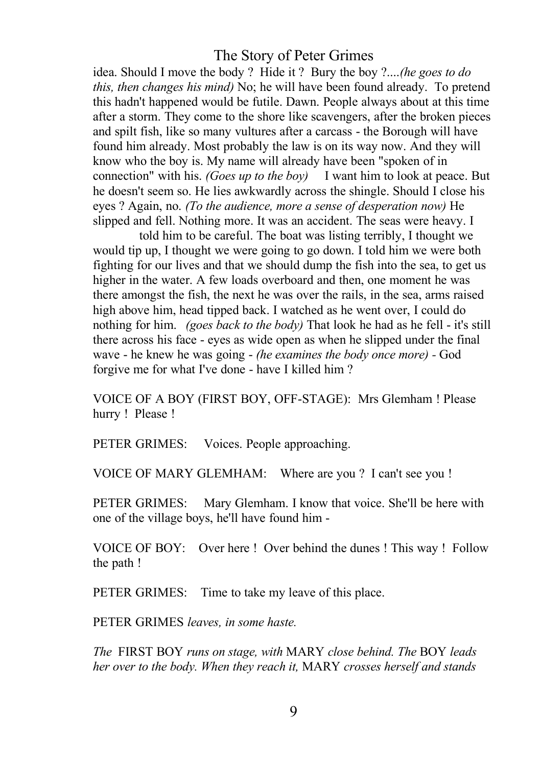idea. Should I move the body ? Hide it ? Bury the boy ?....*(he goes to do this, then changes his mind)* No; he will have been found already. To pretend this hadn't happened would be futile. Dawn. People always about at this time after a storm. They come to the shore like scavengers, after the broken pieces and spilt fish, like so many vultures after a carcass - the Borough will have found him already. Most probably the law is on its way now. And they will know who the boy is. My name will already have been "spoken of in connection" with his. *(Goes up to the boy)* I want him to look at peace. But he doesn't seem so. He lies awkwardly across the shingle. Should I close his eyes ? Again, no. *(To the audience, more a sense of desperation now)* He slipped and fell. Nothing more. It was an accident. The seas were heavy. I told him to be careful. The boat was listing terribly, I thought we would tip up, I thought we were going to go down. I told him we were both fighting for our lives and that we should dump the fish into the sea, to get us higher in the water. A few loads overboard and then, one moment he was there amongst the fish, the next he was over the rails, in the sea, arms raised high above him, head tipped back. I watched as he went over, I could do nothing for him. *(goes back to the body)* That look he had as he fell - it's still there across his face - eyes as wide open as when he slipped under the final wave - he knew he was going - *(he examines the body once more)* - God forgive me for what I've done - have I killed him ?

VOICE OF A BOY (FIRST BOY, OFF-STAGE): Mrs Glemham ! Please hurry ! Please !

PETER GRIMES: Voices. People approaching.

VOICE OF MARY GLEMHAM: Where are you ? I can't see you !

PETER GRIMES: Mary Glemham. I know that voice. She'll be here with one of the village boys, he'll have found him -

VOICE OF BOY: Over here ! Over behind the dunes ! This way ! Follow the path !

PETER GRIMES: Time to take my leave of this place.

PETER GRIMES *leaves, in some haste.*

*The* FIRST BOY *runs on stage, with* MARY *close behind. The* BOY *leads her over to the body. When they reach it,* MARY *crosses herself and stands*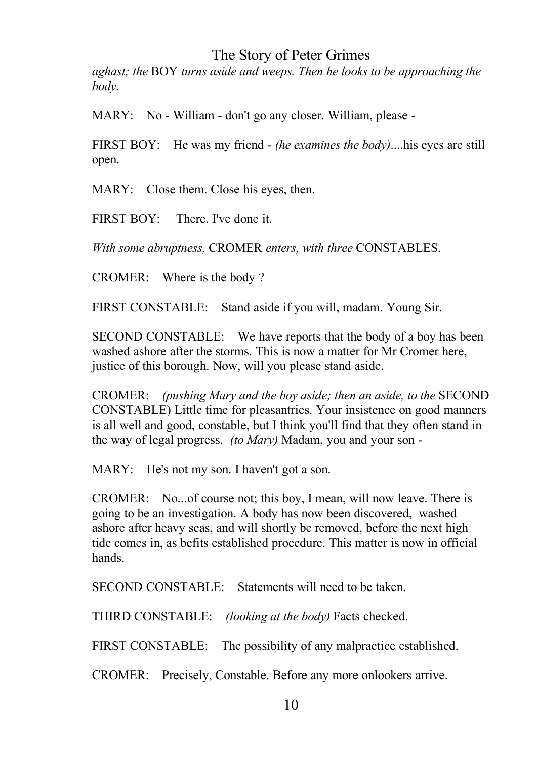*aghast; the* BOY *turns aside and weeps. Then he looks to be approaching the body.*

MARY: No - William - don't go any closer. William, please -

FIRST BOY: He was my friend - *(he examines the body)*....his eyes are still open.

MARY: Close them. Close his eyes, then.

FIRST BOY: There. I've done it.

*With some abruptness,* CROMER *enters, with three* CONSTABLES.

CROMER: Where is the body ?

FIRST CONSTABLE: Stand aside if you will, madam. Young Sir.

SECOND CONSTABLE: We have reports that the body of a boy has been washed ashore after the storms. This is now a matter for Mr Cromer here, justice of this borough. Now, will you please stand aside.

CROMER: *(pushing Mary and the boy aside; then an aside, to the* SECOND CONSTABLE) Little time for pleasantries. Your insistence on good manners is all well and good, constable, but I think you'll find that they often stand in the way of legal progress. *(to Mary)* Madam, you and your son -

MARY: He's not my son. I haven't got a son.

CROMER: No...of course not; this boy, I mean, will now leave. There is going to be an investigation. A body has now been discovered, washed ashore after heavy seas, and will shortly be removed, before the next high tide comes in, as befits established procedure. This matter is now in official hands.

SECOND CONSTABLE: Statements will need to be taken.

THIRD CONSTABLE: *(looking at the body)* Facts checked.

FIRST CONSTABLE: The possibility of any malpractice established.

CROMER: Precisely, Constable. Before any more onlookers arrive.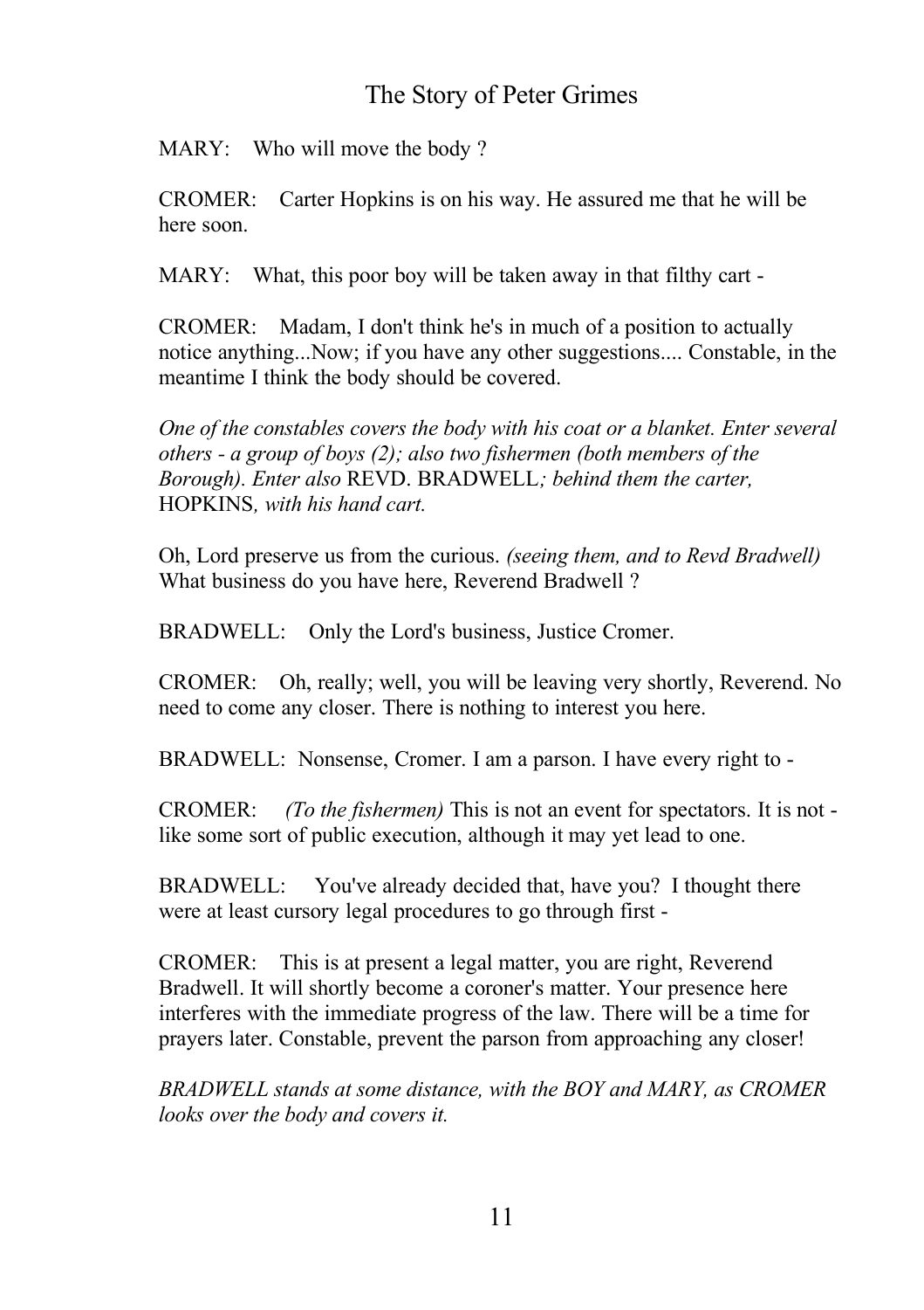MARY: Who will move the body ?

CROMER: Carter Hopkins is on his way. He assured me that he will be here soon.

MARY: What, this poor boy will be taken away in that filthy cart -

CROMER: Madam, I don't think he's in much of a position to actually notice anything...Now; if you have any other suggestions.... Constable, in the meantime I think the body should be covered.

*One of the constables covers the body with his coat or a blanket. Enter several others - a group of boys (2); also two fishermen (both members of the Borough). Enter also* REVD. BRADWELL*; behind them the carter,* HOPKINS*, with his hand cart.*

Oh, Lord preserve us from the curious. *(seeing them, and to Revd Bradwell)* What business do you have here, Reverend Bradwell ?

BRADWELL: Only the Lord's business, Justice Cromer.

CROMER: Oh, really; well, you will be leaving very shortly, Reverend. No need to come any closer. There is nothing to interest you here.

BRADWELL: Nonsense, Cromer. I am a parson. I have every right to -

CROMER: *(To the fishermen)* This is not an event for spectators. It is not - like some sort of public execution, although it may yet lead to one.

BRADWELL: You've already decided that, have you? I thought there were at least cursory legal procedures to go through first -

CROMER: This is at present a legal matter, you are right, Reverend Bradwell. It will shortly become a coroner's matter. Your presence here interferes with the immediate progress of the law. There will be a time for prayers later. Constable, prevent the parson from approaching any closer!

*BRADWELL stands at some distance, with the BOY and MARY, as CROMER looks over the body and covers it.*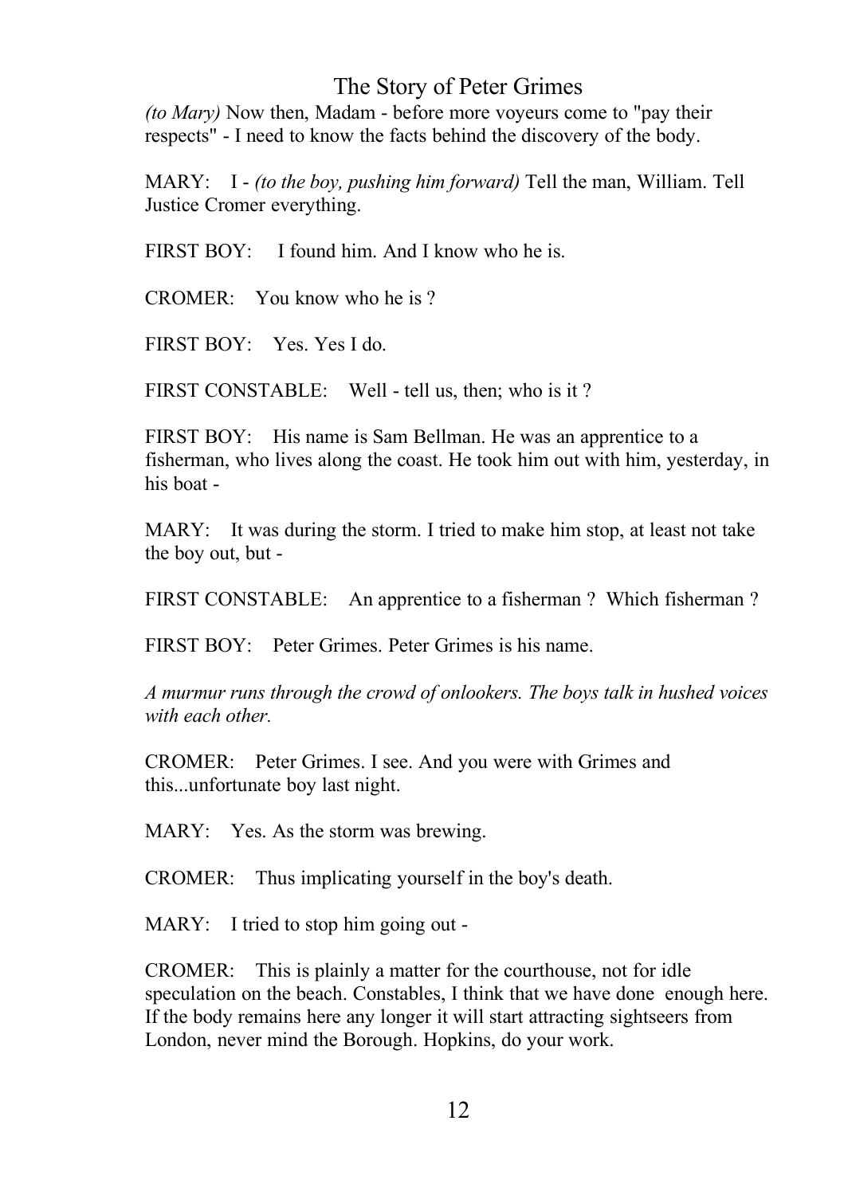*(to Mary)* Now then, Madam - before more voyeurs come to "pay their respects" - I need to know the facts behind the discovery of the body.

MARY: I - *(to the boy, pushing him forward)* Tell the man, William. Tell Justice Cromer everything.

FIRST BOY: I found him. And I know who he is.

CROMER: You know who he is ?

FIRST BOY: Yes. Yes I do.

FIRST CONSTABLE: Well - tell us, then; who is it ?

FIRST BOY: His name is Sam Bellman. He was an apprentice to a fisherman, who lives along the coast. He took him out with him, yesterday, in his boat -

MARY: It was during the storm. I tried to make him stop, at least not take the boy out, but -

FIRST CONSTABLE: An apprentice to a fisherman ? Which fisherman ?

FIRST BOY: Peter Grimes. Peter Grimes is his name.

*A murmur runs through the crowd of onlookers. The boys talk in hushed voices with each other.*

CROMER: Peter Grimes. I see. And you were with Grimes and this...unfortunate boy last night.

MARY: Yes. As the storm was brewing.

CROMER: Thus implicating yourself in the boy's death.

MARY: I tried to stop him going out -

CROMER: This is plainly a matter for the courthouse, not for idle speculation on the beach. Constables, I think that we have done enough here. If the body remains here any longer it will start attracting sightseers from London, never mind the Borough. Hopkins, do your work.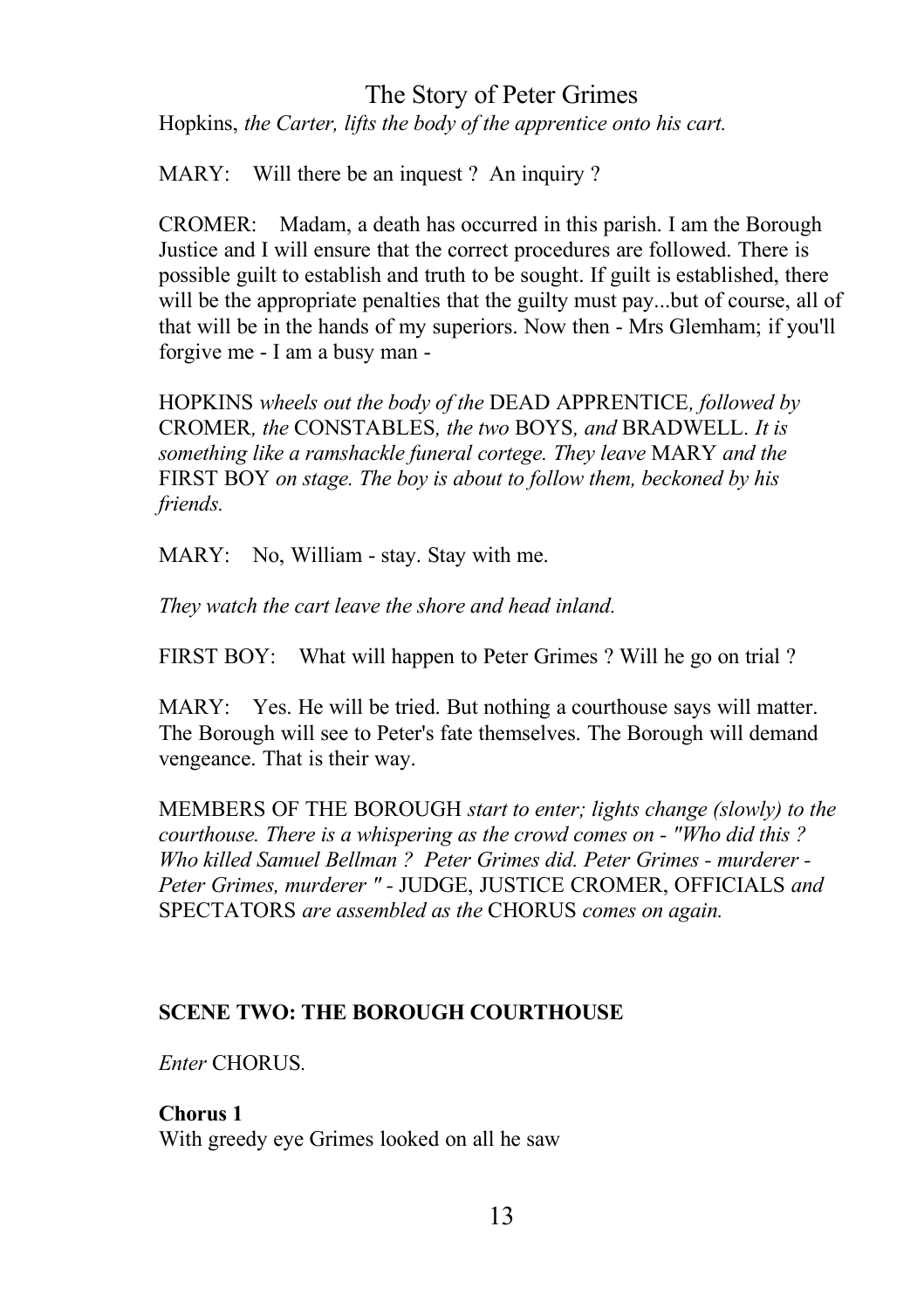Hopkins, *the Carter, lifts the body of the apprentice onto his cart.*

MARY: Will there be an inquest ? An inquiry ?

CROMER: Madam, a death has occurred in this parish. I am the Borough Justice and I will ensure that the correct procedures are followed. There is possible guilt to establish and truth to be sought. If guilt is established, there will be the appropriate penalties that the guilty must pay...but of course, all of that will be in the hands of my superiors. Now then - Mrs Glemham; if you'll forgive me - I am a busy man -

HOPKINS *wheels out the body of the* DEAD APPRENTICE*, followed by* CROMER*, the* CONSTABLES*, the two* BOYS*, and* BRADWELL. *It is something like a ramshackle funeral cortege. They leave* MARY *and the* FIRST BOY *on stage. The boy is about to follow them, beckoned by his friends.*

MARY: No, William - stay. Stay with me.

*They watch the cart leave the shore and head inland.*

FIRST BOY: What will happen to Peter Grimes ? Will he go on trial ?

MARY: Yes. He will be tried. But nothing a courthouse says will matter. The Borough will see to Peter's fate themselves. The Borough will demand vengeance. That is their way.

MEMBERS OF THE BOROUGH *start to enter; lights change (slowly) to the courthouse. There is a whispering as the crowd comes on - "Who did this ? Who killed Samuel Bellman ? Peter Grimes did. Peter Grimes - murderer - Peter Grimes, murderer "* - JUDGE, JUSTICE CROMER, OFFICIALS *and* SPECTATORS *are assembled as the* CHORUS *comes on again.*

**SCENE TWO: THE BOROUGH COURTHOUSE**

*Enter* CHORUS.

**Chorus 1**
With greedy eye Grimes looked on all he saw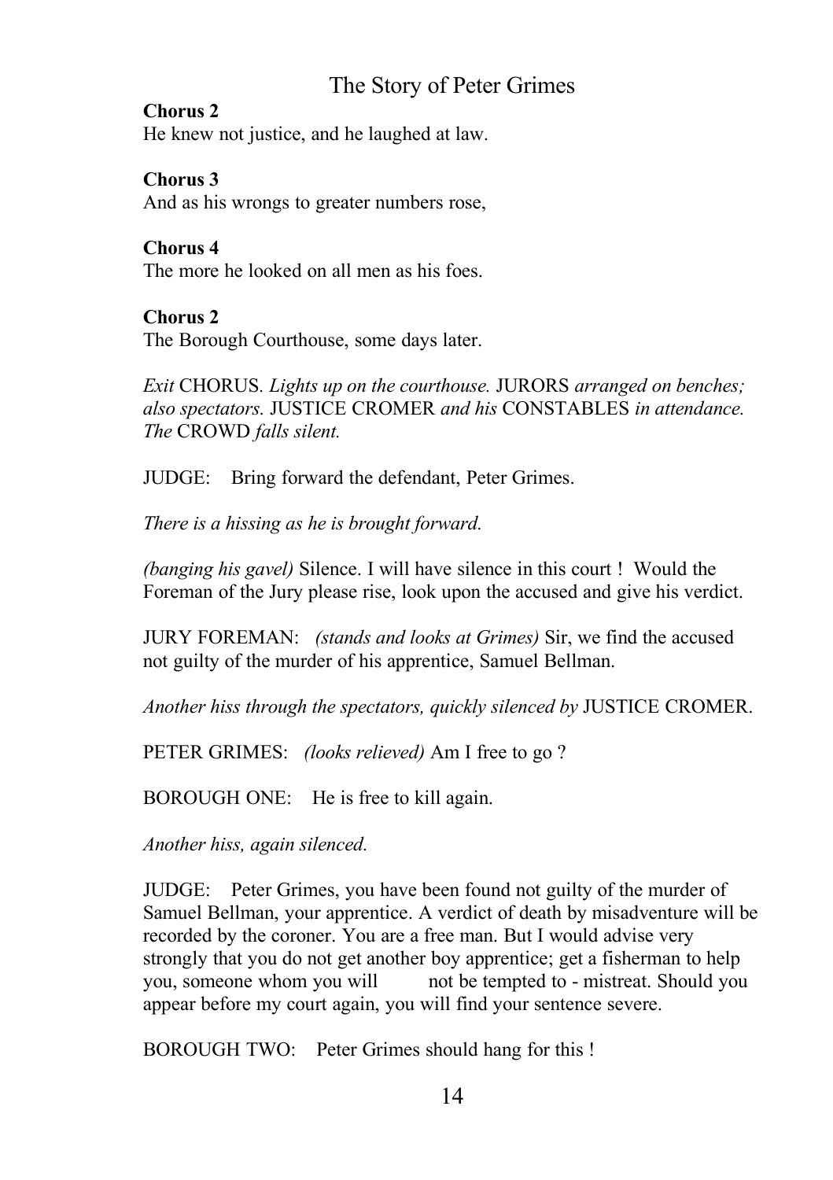**Chorus 2**
He knew not justice, and he laughed at law.

**Chorus 3**
And as his wrongs to greater numbers rose,

**Chorus 4**
The more he looked on all men as his foes.

**Chorus 2**
The Borough Courthouse, some days later.

*Exit* CHORUS*. Lights up on the courthouse.* JURORS *arranged on benches; also spectators.* JUSTICE CROMER *and his* CONSTABLES *in attendance. The* CROWD *falls silent.*

JUDGE: Bring forward the defendant, Peter Grimes.

*There is a hissing as he is brought forward.*

*(banging his gavel)* Silence. I will have silence in this court ! Would the Foreman of the Jury please rise, look upon the accused and give his verdict.

JURY FOREMAN: *(stands and looks at Grimes)* Sir, we find the accused not guilty of the murder of his apprentice, Samuel Bellman.

*Another hiss through the spectators, quickly silenced by* JUSTICE CROMER.

PETER GRIMES: *(looks relieved)* Am I free to go ?

BOROUGH ONE: He is free to kill again.

*Another hiss, again silenced.*

JUDGE: Peter Grimes, you have been found not guilty of the murder of Samuel Bellman, your apprentice. A verdict of death by misadventure will be recorded by the coroner. You are a free man. But I would advise very strongly that you do not get another boy apprentice; get a fisherman to help you, someone whom you will not be tempted to - mistreat. Should you appear before my court again, you will find your sentence severe.

BOROUGH TWO: Peter Grimes should hang for this !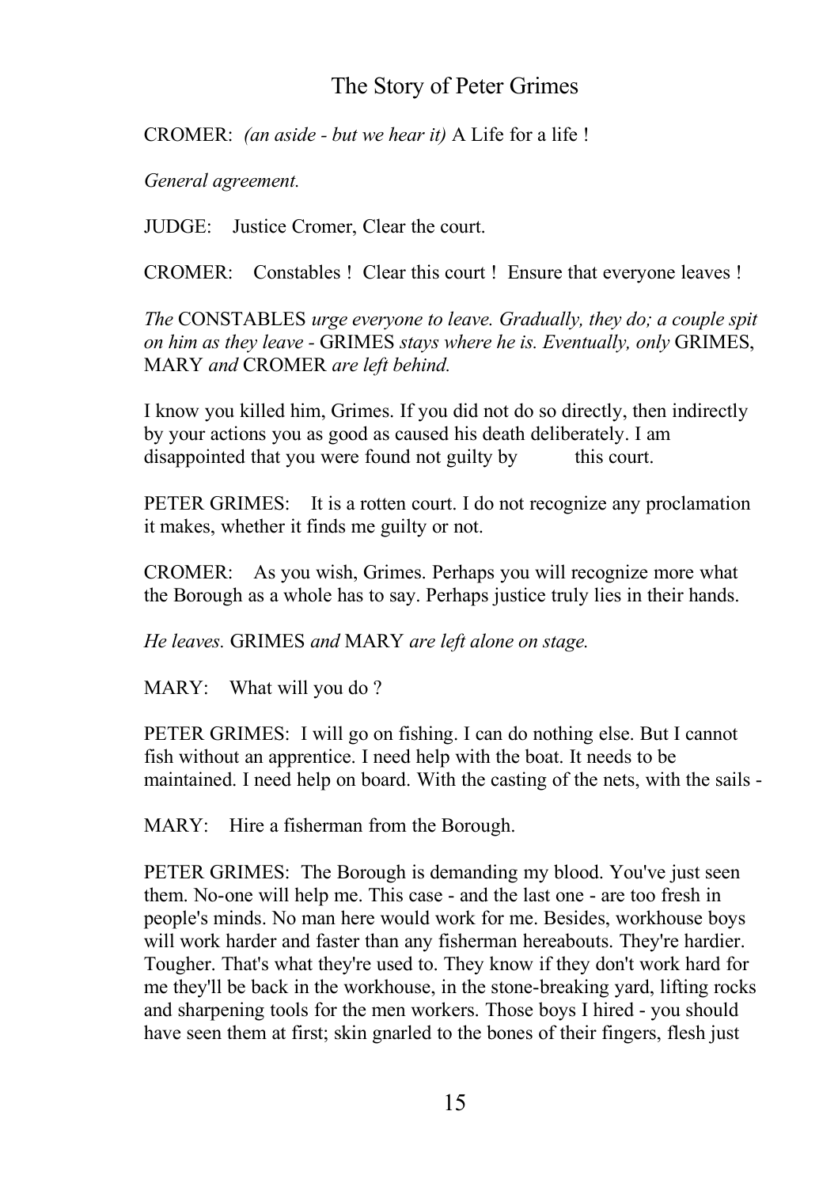CROMER: *(an aside - but we hear it)* A Life for a life !

*General agreement.*

JUDGE: Justice Cromer, Clear the court.

CROMER: Constables ! Clear this court ! Ensure that everyone leaves !

*The* CONSTABLES *urge everyone to leave. Gradually, they do; a couple spit on him as they leave -* GRIMES *stays where he is. Eventually, only* GRIMES, MARY *and* CROMER *are left behind.*

I know you killed him, Grimes. If you did not do so directly, then indirectly by your actions you as good as caused his death deliberately. I am disappointed that you were found not guilty by this court.

PETER GRIMES: It is a rotten court. I do not recognize any proclamation it makes, whether it finds me guilty or not.

CROMER: As you wish, Grimes. Perhaps you will recognize more what the Borough as a whole has to say. Perhaps justice truly lies in their hands.

*He leaves.* GRIMES *and* MARY *are left alone on stage.*

MARY: What will you do ?

PETER GRIMES: I will go on fishing. I can do nothing else. But I cannot fish without an apprentice. I need help with the boat. It needs to be maintained. I need help on board. With the casting of the nets, with the sails -

MARY: Hire a fisherman from the Borough.

PETER GRIMES: The Borough is demanding my blood. You've just seen them. No-one will help me. This case - and the last one - are too fresh in people's minds. No man here would work for me. Besides, workhouse boys will work harder and faster than any fisherman hereabouts. They're hardier. Tougher. That's what they're used to. They know if they don't work hard for me they'll be back in the workhouse, in the stone-breaking yard, lifting rocks and sharpening tools for the men workers. Those boys I hired - you should have seen them at first; skin gnarled to the bones of their fingers, flesh just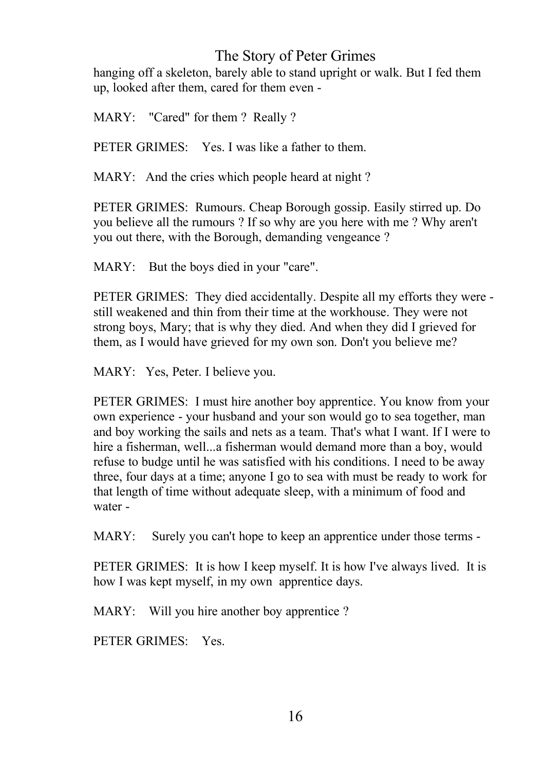hanging off a skeleton, barely able to stand upright or walk. But I fed them up, looked after them, cared for them even -

MARY: "Cared" for them ? Really ?

PETER GRIMES: Yes. I was like a father to them.

MARY: And the cries which people heard at night ?

PETER GRIMES: Rumours. Cheap Borough gossip. Easily stirred up. Do you believe all the rumours ? If so why are you here with me ? Why aren't you out there, with the Borough, demanding vengeance ?

MARY: But the boys died in your "care".

PETER GRIMES: They died accidentally. Despite all my efforts they were - still weakened and thin from their time at the workhouse. They were not strong boys, Mary; that is why they died. And when they did I grieved for them, as I would have grieved for my own son. Don't you believe me?

MARY: Yes, Peter. I believe you.

PETER GRIMES: I must hire another boy apprentice. You know from your own experience - your husband and your son would go to sea together, man and boy working the sails and nets as a team. That's what I want. If I were to hire a fisherman, well...a fisherman would demand more than a boy, would refuse to budge until he was satisfied with his conditions. I need to be away three, four days at a time; anyone I go to sea with must be ready to work for that length of time without adequate sleep, with a minimum of food and water -

MARY: Surely you can't hope to keep an apprentice under those terms -

PETER GRIMES: It is how I keep myself. It is how I've always lived. It is how I was kept myself, in my own apprentice days.

MARY: Will you hire another boy apprentice ?

PETER GRIMES: Yes.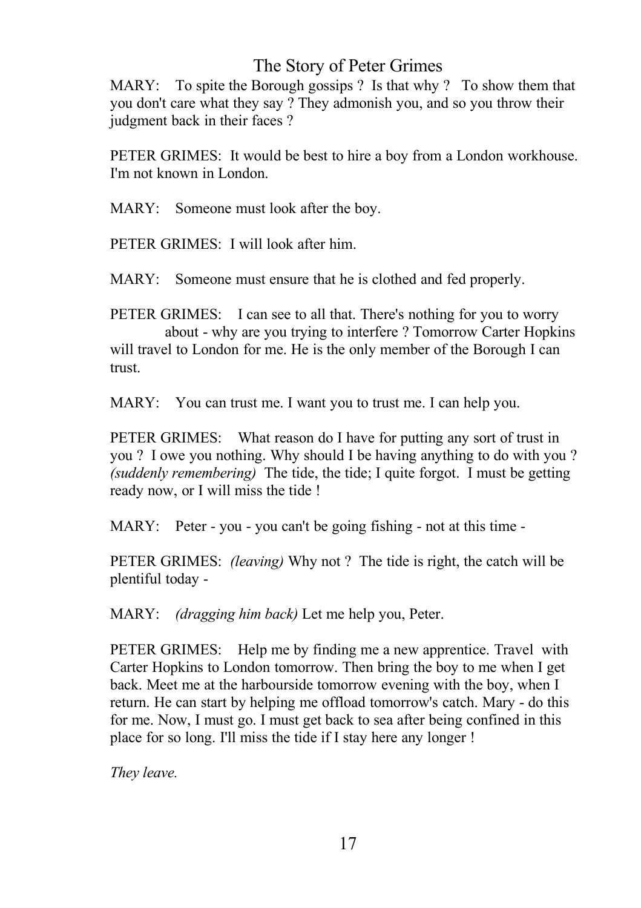MARY: To spite the Borough gossips ? Is that why ? To show them that you don't care what they say ? They admonish you, and so you throw their judgment back in their faces ?

PETER GRIMES: It would be best to hire a boy from a London workhouse. I'm not known in London.

MARY: Someone must look after the boy.

PETER GRIMES: I will look after him.

MARY: Someone must ensure that he is clothed and fed properly.

PETER GRIMES: I can see to all that. There's nothing for you to worry about - why are you trying to interfere ? Tomorrow Carter Hopkins will travel to London for me. He is the only member of the Borough I can trust.

MARY: You can trust me. I want you to trust me. I can help you.

PETER GRIMES: What reason do I have for putting any sort of trust in you ? I owe you nothing. Why should I be having anything to do with you ? *(suddenly remembering)* The tide, the tide; I quite forgot. I must be getting ready now, or I will miss the tide !

MARY: Peter - you - you can't be going fishing - not at this time -

PETER GRIMES: *(leaving)* Why not ? The tide is right, the catch will be plentiful today -

MARY: *(dragging him back)* Let me help you, Peter.

PETER GRIMES: Help me by finding me a new apprentice. Travel with Carter Hopkins to London tomorrow. Then bring the boy to me when I get back. Meet me at the harbourside tomorrow evening with the boy, when I return. He can start by helping me offload tomorrow's catch. Mary - do this for me. Now, I must go. I must get back to sea after being confined in this place for so long. I'll miss the tide if I stay here any longer !

*They leave.*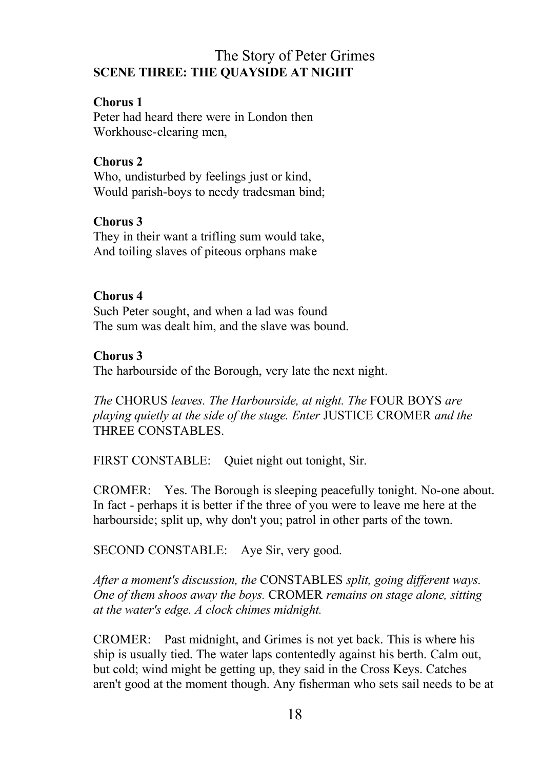The Story of Peter Grimes

## SCENE THREE: THE QUAYSIDE AT NIGHT

**Chorus 1**
Peter had heard there were in London then
Workhouse-clearing men,

**Chorus 2**
Who, undisturbed by feelings just or kind,
Would parish-boys to needy tradesman bind;

**Chorus 3**
They in their want a trifling sum would take,
And toiling slaves of piteous orphans make

**Chorus 4**
Such Peter sought, and when a lad was found
The sum was dealt him, and the slave was bound.

**Chorus 3**
The harbourside of the Borough, very late the next night.

*The* CHORUS *leaves. The Harbourside, at night. The* FOUR BOYS *are playing quietly at the side of the stage. Enter* JUSTICE CROMER *and the* THREE CONSTABLES.

FIRST CONSTABLE: Quiet night out tonight, Sir.

CROMER: Yes. The Borough is sleeping peacefully tonight. No-one about. In fact - perhaps it is better if the three of you were to leave me here at the harbourside; split up, why don't you; patrol in other parts of the town.

SECOND CONSTABLE: Aye Sir, very good.

*After a moment's discussion, the* CONSTABLES *split, going different ways. One of them shoos away the boys.* CROMER *remains on stage alone, sitting at the water's edge. A clock chimes midnight.*

CROMER: Past midnight, and Grimes is not yet back. This is where his ship is usually tied. The water laps contentedly against his berth. Calm out, but cold; wind might be getting up, they said in the Cross Keys. Catches aren't good at the moment though. Any fisherman who sets sail needs to be at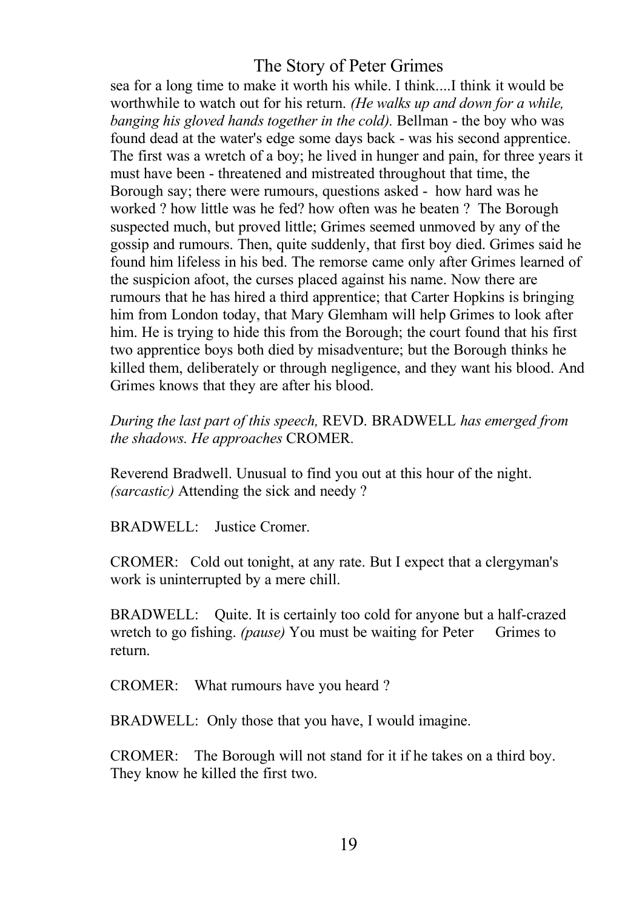sea for a long time to make it worth his while. I think....I think it would be worthwhile to watch out for his return. *(He walks up and down for a while, banging his gloved hands together in the cold).* Bellman - the boy who was found dead at the water's edge some days back - was his second apprentice. The first was a wretch of a boy; he lived in hunger and pain, for three years it must have been - threatened and mistreated throughout that time, the Borough say; there were rumours, questions asked - how hard was he worked ? how little was he fed? how often was he beaten ? The Borough suspected much, but proved little; Grimes seemed unmoved by any of the gossip and rumours. Then, quite suddenly, that first boy died. Grimes said he found him lifeless in his bed. The remorse came only after Grimes learned of the suspicion afoot, the curses placed against his name. Now there are rumours that he has hired a third apprentice; that Carter Hopkins is bringing him from London today, that Mary Glemham will help Grimes to look after him. He is trying to hide this from the Borough; the court found that his first two apprentice boys both died by misadventure; but the Borough thinks he killed them, deliberately or through negligence, and they want his blood. And Grimes knows that they are after his blood.

*During the last part of this speech,* REVD. BRADWELL *has emerged from the shadows. He approaches* CROMER.

Reverend Bradwell. Unusual to find you out at this hour of the night. *(sarcastic)* Attending the sick and needy ?

BRADWELL: Justice Cromer.

CROMER: Cold out tonight, at any rate. But I expect that a clergyman's work is uninterrupted by a mere chill.

BRADWELL: Quite. It is certainly too cold for anyone but a half-crazed wretch to go fishing. *(pause)* You must be waiting for Peter Grimes to return.

CROMER: What rumours have you heard ?

BRADWELL: Only those that you have, I would imagine.

CROMER: The Borough will not stand for it if he takes on a third boy. They know he killed the first two.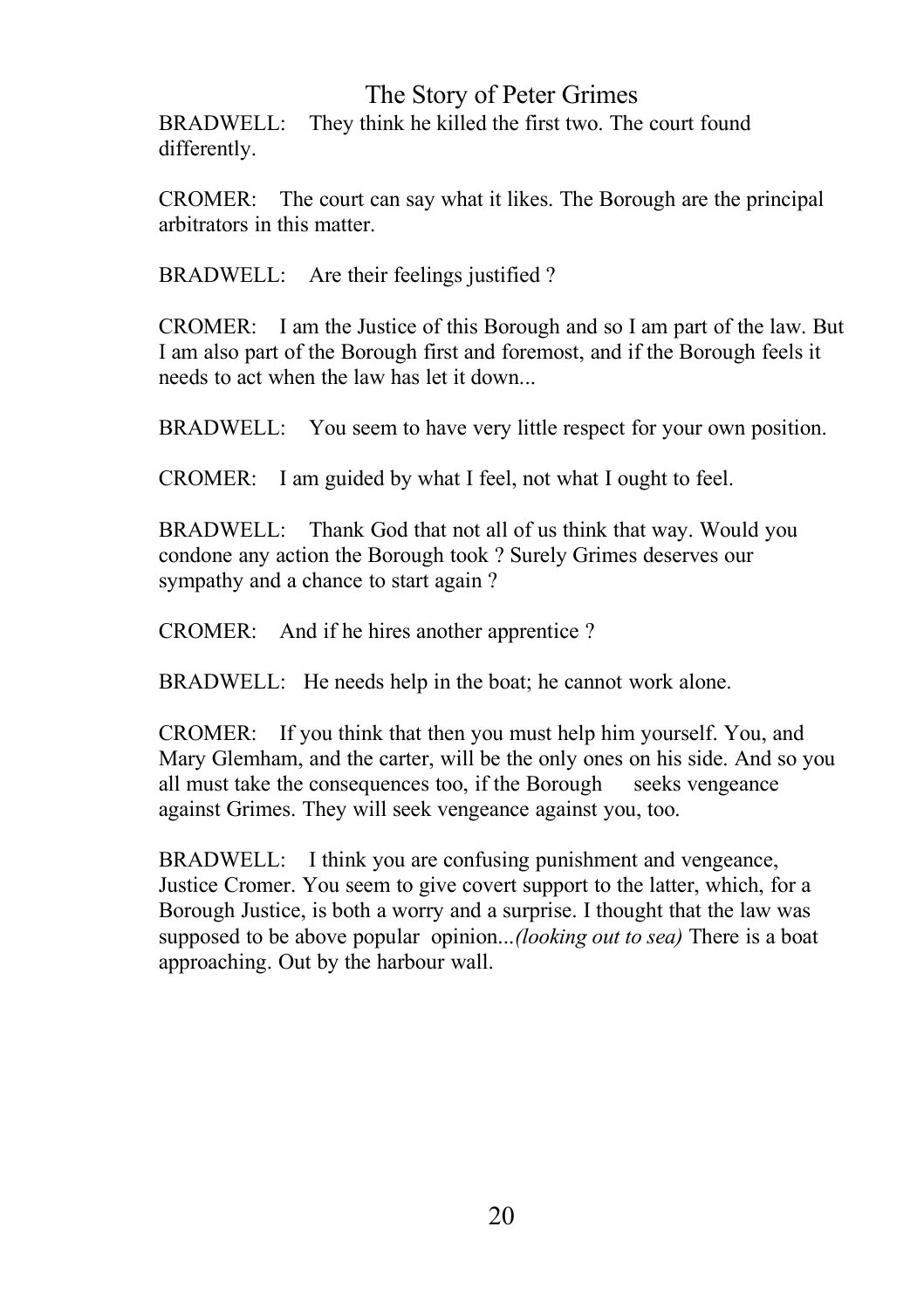BRADWELL: They think he killed the first two. The court found differently.

CROMER: The court can say what it likes. The Borough are the principal arbitrators in this matter.

BRADWELL: Are their feelings justified ?

CROMER: I am the Justice of this Borough and so I am part of the law. But I am also part of the Borough first and foremost, and if the Borough feels it needs to act when the law has let it down...

BRADWELL: You seem to have very little respect for your own position.

CROMER: I am guided by what I feel, not what I ought to feel.

BRADWELL: Thank God that not all of us think that way. Would you condone any action the Borough took ? Surely Grimes deserves our sympathy and a chance to start again ?

CROMER: And if he hires another apprentice ?

BRADWELL: He needs help in the boat; he cannot work alone.

CROMER: If you think that then you must help him yourself. You, and Mary Glemham, and the carter, will be the only ones on his side. And so you all must take the consequences too, if the Borough seeks vengeance against Grimes. They will seek vengeance against you, too.

BRADWELL: I think you are confusing punishment and vengeance, Justice Cromer. You seem to give covert support to the latter, which, for a Borough Justice, is both a worry and a surprise. I thought that the law was supposed to be above popular opinion...*(looking out to sea)* There is a boat approaching. Out by the harbour wall.